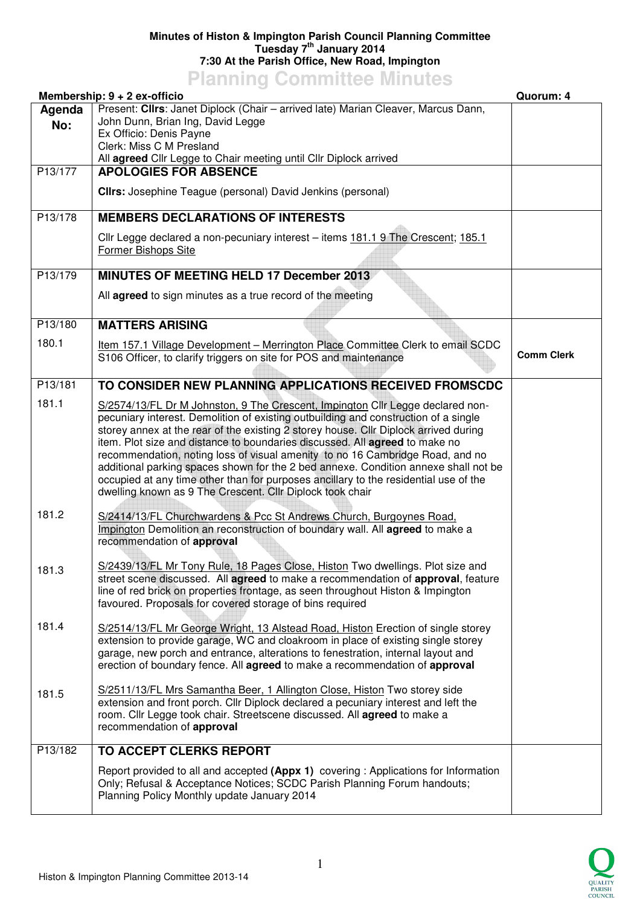**Minutes of Histon & Impington Parish Council Planning Committee**
**Tuesday 7th January 2014**
**7:30 At the Parish Office, New Road, Impington**

# Planning Committee Minutes

**Membership: 9 + 2 ex-officio** | **Quorum: 4**

| Agenda No: | | |
|---|---|---|
| | Present: **Cllrs**: Janet Diplock (Chair – arrived late) Marian Cleaver, Marcus Dann, John Dunn, Brian Ing, David Legge<br>Ex Officio: Denis Payne<br>Clerk: Miss C M Presland<br>All **agreed** Cllr Legge to Chair meeting until Cllr Diplock arrived | |
| P13/177 | **APOLOGIES FOR ABSENCE**<br><br>**Cllrs:** Josephine Teague (personal) David Jenkins (personal) | |
| P13/178 | **MEMBERS DECLARATIONS OF INTERESTS**<br><br>Cllr Legge declared a non-pecuniary interest – items 181.1 9 The Crescent; 185.1 Former Bishops Site | |
| P13/179 | **MINUTES OF MEETING HELD 17 December 2013**<br><br>All **agreed** to sign minutes as a true record of the meeting | |
| P13/180 | **MATTERS ARISING** | |
| 180.1 | Item 157.1 Village Development – Merrington Place Committee Clerk to email SCDC S106 Officer, to clarify triggers on site for POS and maintenance | **Comm Clerk** |
| P13/181 | **TO CONSIDER NEW PLANNING APPLICATIONS RECEIVED FROMSCDC** | |
| 181.1 | S/2574/13/FL Dr M Johnston, 9 The Crescent, Impington Cllr Legge declared non-pecuniary interest. Demolition of existing outbuilding and construction of a single storey annex at the rear of the existing 2 storey house. Cllr Diplock arrived during item. Plot size and distance to boundaries discussed. All **agreed** to make no recommendation, noting loss of visual amenity to no 16 Cambridge Road, and no additional parking spaces shown for the 2 bed annexe. Condition annexe shall not be occupied at any time other than for purposes ancillary to the residential use of the dwelling known as 9 The Crescent. Cllr Diplock took chair | |
| 181.2 | S/2414/13/FL Churchwardens & Pcc St Andrews Church, Burgoynes Road, Impington Demolition an reconstruction of boundary wall. All **agreed** to make a recommendation of **approval** | |
| 181.3 | S/2439/13/FL Mr Tony Rule, 18 Pages Close, Histon Two dwellings. Plot size and street scene discussed. All **agreed** to make a recommendation of **approval**, feature line of red brick on properties frontage, as seen throughout Histon & Impington favoured. Proposals for covered storage of bins required | |
| 181.4 | S/2514/13/FL Mr George Wright, 13 Alstead Road, Histon Erection of single storey extension to provide garage, WC and cloakroom in place of existing single storey garage, new porch and entrance, alterations to fenestration, internal layout and erection of boundary fence. All **agreed** to make a recommendation of **approval** | |
| 181.5 | S/2511/13/FL Mrs Samantha Beer, 1 Allington Close, Histon Two storey side extension and front porch. Cllr Diplock declared a pecuniary interest and left the room. Cllr Legge took chair. Streetscene discussed. All **agreed** to make a recommendation of **approval** | |
| P13/182 | **TO ACCEPT CLERKS REPORT**<br><br>Report provided to all and accepted **(Appx 1)** covering : Applications for Information Only; Refusal & Acceptance Notices; SCDC Parish Planning Forum handouts; Planning Policy Monthly update January 2014 | |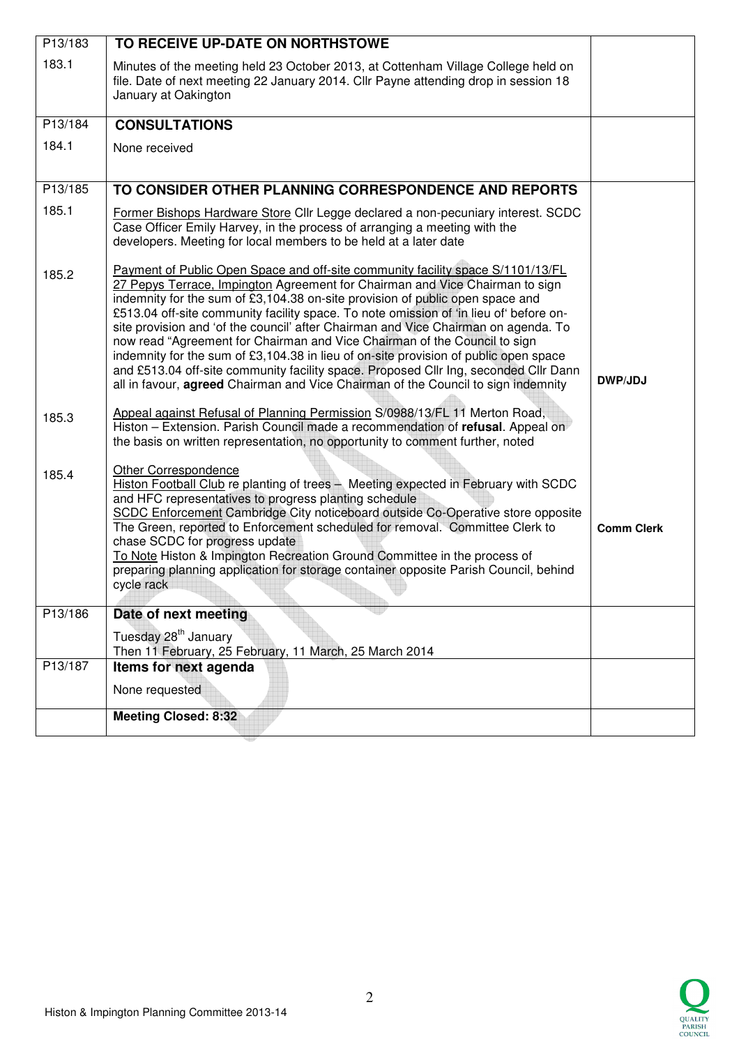| | | |
|---|---|---|
| P13/183 | **TO RECEIVE UP-DATE ON NORTHSTOWE** | |
| 183.1 | Minutes of the meeting held 23 October 2013, at Cottenham Village College held on file. Date of next meeting 22 January 2014. Cllr Payne attending drop in session 18 January at Oakington | |
| P13/184 | **CONSULTATIONS** | |
| 184.1 | None received | |
| P13/185 | **TO CONSIDER OTHER PLANNING CORRESPONDENCE AND REPORTS** | |
| 185.1 | Former Bishops Hardware Store Cllr Legge declared a non-pecuniary interest. SCDC Case Officer Emily Harvey, in the process of arranging a meeting with the developers. Meeting for local members to be held at a later date | |
| 185.2 | Payment of Public Open Space and off-site community facility space S/1101/13/FL 27 Pepys Terrace, Impington Agreement for Chairman and Vice Chairman to sign indemnity for the sum of £3,104.38 on-site provision of public open space and £513.04 off-site community facility space. To note omission of 'in lieu of' before on-site provision and 'of the council' after Chairman and Vice Chairman on agenda. To now read "Agreement for Chairman and Vice Chairman of the Council to sign indemnity for the sum of £3,104.38 in lieu of on-site provision of public open space and £513.04 off-site community facility space. Proposed Cllr Ing, seconded Cllr Dann all in favour, **agreed** Chairman and Vice Chairman of the Council to sign indemnity | **DWP/JDJ** |
| 185.3 | Appeal against Refusal of Planning Permission S/0988/13/FL 11 Merton Road, Histon – Extension. Parish Council made a recommendation of **refusal**. Appeal on the basis on written representation, no opportunity to comment further, noted | |
| 185.4 | Other Correspondence<br>Histon Football Club re planting of trees – Meeting expected in February with SCDC and HFC representatives to progress planting schedule<br>SCDC Enforcement Cambridge City noticeboard outside Co-Operative store opposite The Green, reported to Enforcement scheduled for removal. Committee Clerk to chase SCDC for progress update<br>To Note Histon & Impington Recreation Ground Committee in the process of preparing planning application for storage container opposite Parish Council, behind cycle rack | **Comm Clerk** |
| P13/186 | **Date of next meeting**<br>Tuesday 28th January<br>Then 11 February, 25 February, 11 March, 25 March 2014 | |
| P13/187 | **Items for next agenda**<br>None requested | |
| | **Meeting Closed: 8:32** | |